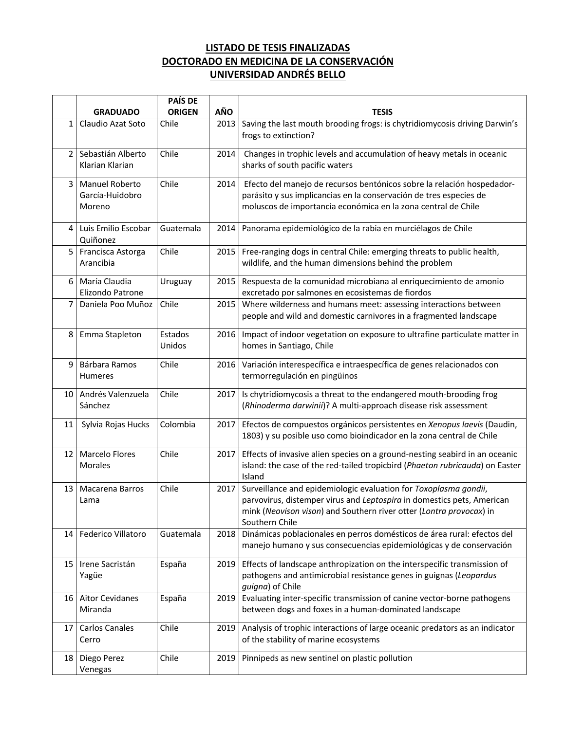## LISTADO DE TESIS FINALIZADAS
## DOCTORADO EN MEDICINA DE LA CONSERVACIÓN
## UNIVERSIDAD ANDRÉS BELLO

| | GRADUADO | PAÍS DE ORIGEN | AÑO | TESIS |
|---|---|---|---|---|
| 1 | Claudio Azat Soto | Chile | 2013 | Saving the last mouth brooding frogs: is chytridiomycosis driving Darwin's frogs to extinction? |
| 2 | Sebastián Alberto Klarian Klarian | Chile | 2014 | Changes in trophic levels and accumulation of heavy metals in oceanic sharks of south pacific waters |
| 3 | Manuel Roberto García-Huidobro Moreno | Chile | 2014 | Efecto del manejo de recursos bentónicos sobre la relación hospedador-parásito y sus implicancias en la conservación de tres especies de moluscos de importancia económica en la zona central de Chile |
| 4 | Luis Emilio Escobar Quiñonez | Guatemala | 2014 | Panorama epidemiológico de la rabia en murciélagos de Chile |
| 5 | Francisca Astorga Arancibia | Chile | 2015 | Free-ranging dogs in central Chile: emerging threats to public health, wildlife, and the human dimensions behind the problem |
| 6 | María Claudia Elizondo Patrone | Uruguay | 2015 | Respuesta de la comunidad microbiana al enriquecimiento de amonio excretado por salmones en ecosistemas de fiordos |
| 7 | Daniela Poo Muñoz | Chile | 2015 | Where wilderness and humans meet: assessing interactions between people and wild and domestic carnivores in a fragmented landscape |
| 8 | Emma Stapleton | Estados Unidos | 2016 | Impact of indoor vegetation on exposure to ultrafine particulate matter in homes in Santiago, Chile |
| 9 | Bárbara Ramos Humeres | Chile | 2016 | Variación interespecífica e intraespecífica de genes relacionados con termorregulación en pingüinos |
| 10 | Andrés Valenzuela Sánchez | Chile | 2017 | Is chytridiomycosis a threat to the endangered mouth-brooding frog (*Rhinoderma darwinii*)? A multi-approach disease risk assessment |
| 11 | Sylvia Rojas Hucks | Colombia | 2017 | Efectos de compuestos orgánicos persistentes en *Xenopus laevis* (Daudin, 1803) y su posible uso como bioindicador en la zona central de Chile |
| 12 | Marcelo Flores Morales | Chile | 2017 | Effects of invasive alien species on a ground-nesting seabird in an oceanic island: the case of the red-tailed tropicbird (*Phaeton rubricauda*) on Easter Island |
| 13 | Macarena Barros Lama | Chile | 2017 | Surveillance and epidemiologic evaluation for *Toxoplasma gondii*, parvovirus, distemper virus and *Leptospira* in domestics pets, American mink (*Neovison vison*) and Southern river otter (*Lontra provocax*) in Southern Chile |
| 14 | Federico Villatoro | Guatemala | 2018 | Dinámicas poblacionales en perros domésticos de área rural: efectos del manejo humano y sus consecuencias epidemiológicas y de conservación |
| 15 | Irene Sacristán Yagüe | España | 2019 | Effects of landscape anthropization on the interspecific transmission of pathogens and antimicrobial resistance genes in guignas (*Leopardus guigna*) of Chile |
| 16 | Aitor Cevidanes Miranda | España | 2019 | Evaluating inter-specific transmission of canine vector-borne pathogens between dogs and foxes in a human-dominated landscape |
| 17 | Carlos Canales Cerro | Chile | 2019 | Analysis of trophic interactions of large oceanic predators as an indicator of the stability of marine ecosystems |
| 18 | Diego Perez Venegas | Chile | 2019 | Pinnipeds as new sentinel on plastic pollution |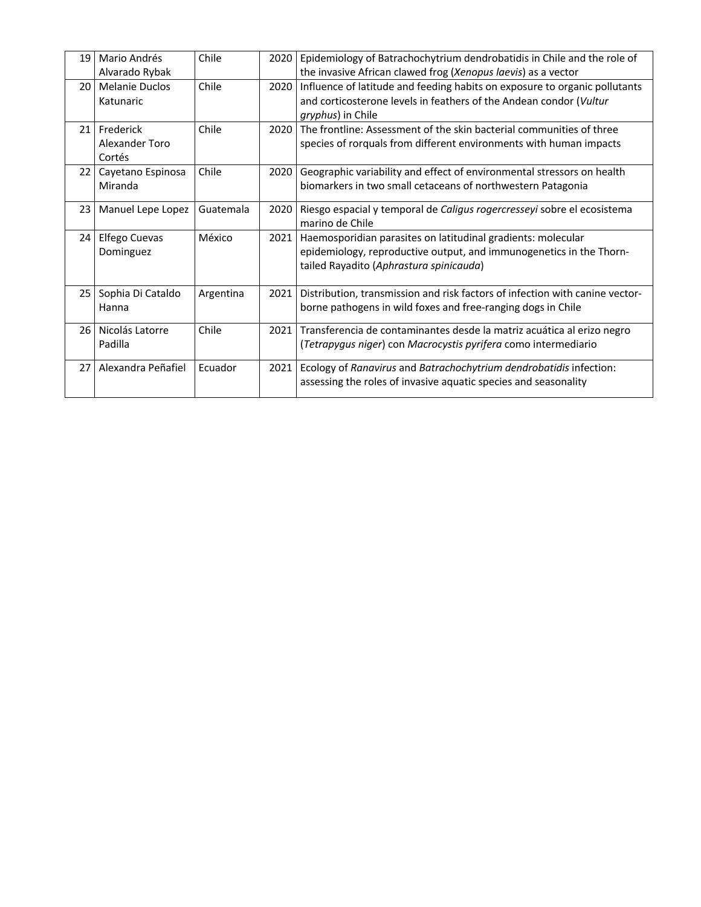| | | | | |
|---|---|---|---|---|
| 19 | Mario Andrés Alvarado Rybak | Chile | 2020 | Epidemiology of Batrachochytrium dendrobatidis in Chile and the role of the invasive African clawed frog (*Xenopus laevis*) as a vector |
| 20 | Melanie Duclos Katunaric | Chile | 2020 | Influence of latitude and feeding habits on exposure to organic pollutants and corticosterone levels in feathers of the Andean condor (*Vultur gryphus*) in Chile |
| 21 | Frederick Alexander Toro Cortés | Chile | 2020 | The frontline: Assessment of the skin bacterial communities of three species of rorquals from different environments with human impacts |
| 22 | Cayetano Espinosa Miranda | Chile | 2020 | Geographic variability and effect of environmental stressors on health biomarkers in two small cetaceans of northwestern Patagonia |
| 23 | Manuel Lepe Lopez | Guatemala | 2020 | Riesgo espacial y temporal de *Caligus rogercresseyi* sobre el ecosistema marino de Chile |
| 24 | Elfego Cuevas Dominguez | México | 2021 | Haemosporidian parasites on latitudinal gradients: molecular epidemiology, reproductive output, and immunogenetics in the Thorn-tailed Rayadito (*Aphrastura spinicauda*) |
| 25 | Sophia Di Cataldo Hanna | Argentina | 2021 | Distribution, transmission and risk factors of infection with canine vector-borne pathogens in wild foxes and free-ranging dogs in Chile |
| 26 | Nicolás Latorre Padilla | Chile | 2021 | Transferencia de contaminantes desde la matriz acuática al erizo negro (*Tetrapygus niger*) con *Macrocystis pyrifera* como intermediario |
| 27 | Alexandra Peñafiel | Ecuador | 2021 | Ecology of *Ranavirus* and *Batrachochytrium dendrobatidis* infection: assessing the roles of invasive aquatic species and seasonality |